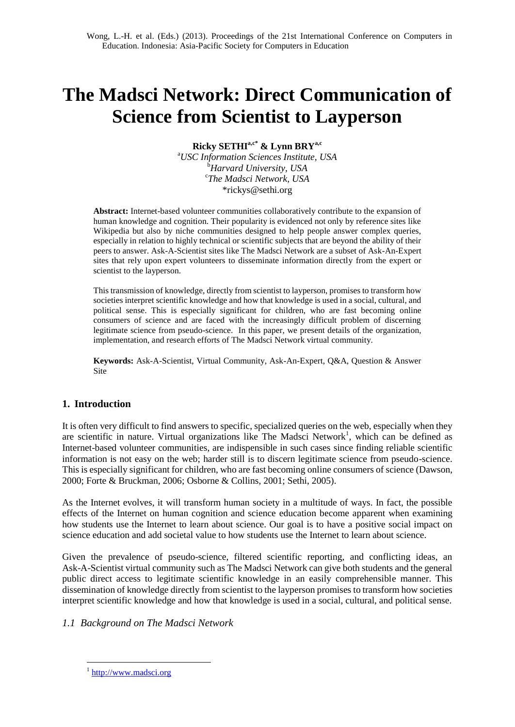Wong, L.-H. et al. (Eds.) (2013). Proceedings of the 21st International Conference on Computers in Education. Indonesia: Asia-Pacific Society for Computers in Education

# The Madsci Network: Direct Communication of Science from Scientist to Layperson

**Ricky SETHI[a,c*] & Lynn BRY[a,c]**

[a]*USC Information Sciences Institute, USA*
[b]*Harvard University, USA*
[c]*The Madsci Network, USA*
*rickys@sethi.org

**Abstract:** Internet-based volunteer communities collaboratively contribute to the expansion of human knowledge and cognition. Their popularity is evidenced not only by reference sites like Wikipedia but also by niche communities designed to help people answer complex queries, especially in relation to highly technical or scientific subjects that are beyond the ability of their peers to answer. Ask-A-Scientist sites like The Madsci Network are a subset of Ask-An-Expert sites that rely upon expert volunteers to disseminate information directly from the expert or scientist to the layperson.

This transmission of knowledge, directly from scientist to layperson, promises to transform how societies interpret scientific knowledge and how that knowledge is used in a social, cultural, and political sense. This is especially significant for children, who are fast becoming online consumers of science and are faced with the increasingly difficult problem of discerning legitimate science from pseudo-science. In this paper, we present details of the organization, implementation, and research efforts of The Madsci Network virtual community.

**Keywords:** Ask-A-Scientist, Virtual Community, Ask-An-Expert, Q&A, Question & Answer Site

## 1. Introduction

It is often very difficult to find answers to specific, specialized queries on the web, especially when they are scientific in nature. Virtual organizations like The Madsci Network[1], which can be defined as Internet-based volunteer communities, are indispensible in such cases since finding reliable scientific information is not easy on the web; harder still is to discern legitimate science from pseudo-science. This is especially significant for children, who are fast becoming online consumers of science (Dawson, 2000; Forte & Bruckman, 2006; Osborne & Collins, 2001; Sethi, 2005).

As the Internet evolves, it will transform human society in a multitude of ways. In fact, the possible effects of the Internet on human cognition and science education become apparent when examining how students use the Internet to learn about science. Our goal is to have a positive social impact on science education and add societal value to how students use the Internet to learn about science.

Given the prevalence of pseudo-science, filtered scientific reporting, and conflicting ideas, an Ask-A-Scientist virtual community such as The Madsci Network can give both students and the general public direct access to legitimate scientific knowledge in an easily comprehensible manner. This dissemination of knowledge directly from scientist to the layperson promises to transform how societies interpret scientific knowledge and how that knowledge is used in a social, cultural, and political sense.

### *1.1 Background on The Madsci Network*

[1] http://www.madsci.org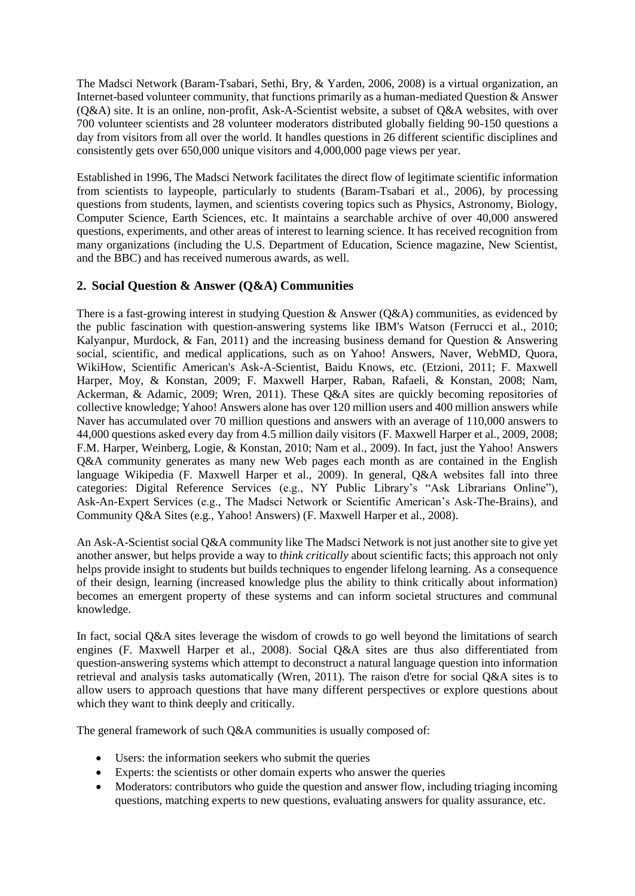The Madsci Network (Baram-Tsabari, Sethi, Bry, & Yarden, 2006, 2008) is a virtual organization, an Internet-based volunteer community, that functions primarily as a human-mediated Question & Answer (Q&A) site. It is an online, non-profit, Ask-A-Scientist website, a subset of Q&A websites, with over 700 volunteer scientists and 28 volunteer moderators distributed globally fielding 90-150 questions a day from visitors from all over the world. It handles questions in 26 different scientific disciplines and consistently gets over 650,000 unique visitors and 4,000,000 page views per year.

Established in 1996, The Madsci Network facilitates the direct flow of legitimate scientific information from scientists to laypeople, particularly to students (Baram-Tsabari et al., 2006), by processing questions from students, laymen, and scientists covering topics such as Physics, Astronomy, Biology, Computer Science, Earth Sciences, etc. It maintains a searchable archive of over 40,000 answered questions, experiments, and other areas of interest to learning science. It has received recognition from many organizations (including the U.S. Department of Education, Science magazine, New Scientist, and the BBC) and has received numerous awards, as well.

## 2. Social Question & Answer (Q&A) Communities

There is a fast-growing interest in studying Question & Answer (Q&A) communities, as evidenced by the public fascination with question-answering systems like IBM's Watson (Ferrucci et al., 2010; Kalyanpur, Murdock, & Fan, 2011) and the increasing business demand for Question & Answering social, scientific, and medical applications, such as on Yahoo! Answers, Naver, WebMD, Quora, WikiHow, Scientific American's Ask-A-Scientist, Baidu Knows, etc. (Etzioni, 2011; F. Maxwell Harper, Moy, & Konstan, 2009; F. Maxwell Harper, Raban, Rafaeli, & Konstan, 2008; Nam, Ackerman, & Adamic, 2009; Wren, 2011). These Q&A sites are quickly becoming repositories of collective knowledge; Yahoo! Answers alone has over 120 million users and 400 million answers while Naver has accumulated over 70 million questions and answers with an average of 110,000 answers to 44,000 questions asked every day from 4.5 million daily visitors (F. Maxwell Harper et al., 2009, 2008; F.M. Harper, Weinberg, Logie, & Konstan, 2010; Nam et al., 2009). In fact, just the Yahoo! Answers Q&A community generates as many new Web pages each month as are contained in the English language Wikipedia (F. Maxwell Harper et al., 2009). In general, Q&A websites fall into three categories: Digital Reference Services (e.g., NY Public Library's "Ask Librarians Online"), Ask-An-Expert Services (e.g., The Madsci Network or Scientific American's Ask-The-Brains), and Community Q&A Sites (e.g., Yahoo! Answers) (F. Maxwell Harper et al., 2008).

An Ask-A-Scientist social Q&A community like The Madsci Network is not just another site to give yet another answer, but helps provide a way to *think critically* about scientific facts; this approach not only helps provide insight to students but builds techniques to engender lifelong learning. As a consequence of their design, learning (increased knowledge plus the ability to think critically about information) becomes an emergent property of these systems and can inform societal structures and communal knowledge.

In fact, social Q&A sites leverage the wisdom of crowds to go well beyond the limitations of search engines (F. Maxwell Harper et al., 2008). Social Q&A sites are thus also differentiated from question-answering systems which attempt to deconstruct a natural language question into information retrieval and analysis tasks automatically (Wren, 2011). The raison d'etre for social Q&A sites is to allow users to approach questions that have many different perspectives or explore questions about which they want to think deeply and critically.

The general framework of such Q&A communities is usually composed of:

- Users: the information seekers who submit the queries
- Experts: the scientists or other domain experts who answer the queries
- Moderators: contributors who guide the question and answer flow, including triaging incoming questions, matching experts to new questions, evaluating answers for quality assurance, etc.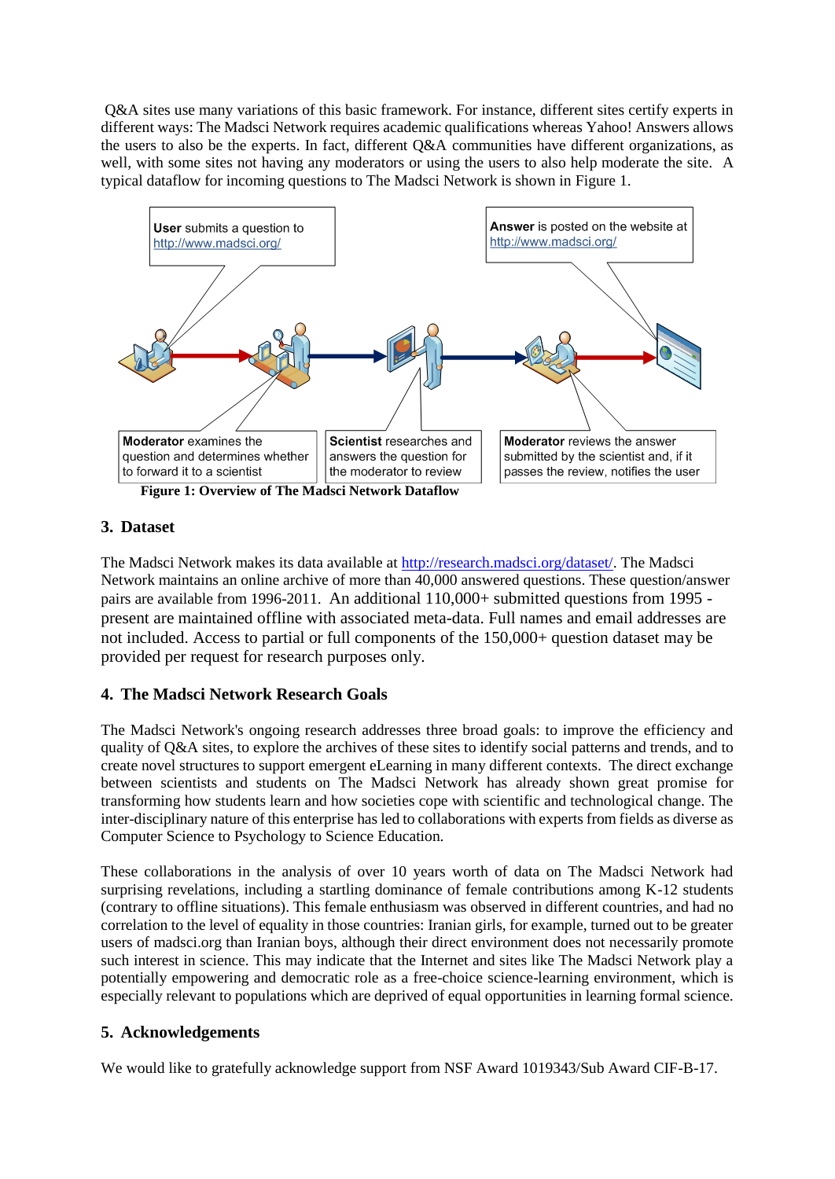Q&A sites use many variations of this basic framework. For instance, different sites certify experts in different ways: The Madsci Network requires academic qualifications whereas Yahoo! Answers allows the users to also be the experts. In fact, different Q&A communities have different organizations, as well, with some sites not having any moderators or using the users to also help moderate the site. A typical dataflow for incoming questions to The Madsci Network is shown in Figure 1.

**User** submits a question to http://www.madsci.org/

**Answer** is posted on the website at http://www.madsci.org/

**Moderator** examines the question and determines whether to forward it to a scientist

**Scientist** researches and answers the question for the moderator to review

**Moderator** reviews the answer submitted by the scientist and, if it passes the review, notifies the user

**Figure 1: Overview of The Madsci Network Dataflow**

## 3. Dataset

The Madsci Network makes its data available at http://research.madsci.org/dataset/. The Madsci Network maintains an online archive of more than 40,000 answered questions. These question/answer pairs are available from 1996-2011. An additional 110,000+ submitted questions from 1995 - present are maintained offline with associated meta-data. Full names and email addresses are not included. Access to partial or full components of the 150,000+ question dataset may be provided per request for research purposes only.

## 4. The Madsci Network Research Goals

The Madsci Network's ongoing research addresses three broad goals: to improve the efficiency and quality of Q&A sites, to explore the archives of these sites to identify social patterns and trends, and to create novel structures to support emergent eLearning in many different contexts. The direct exchange between scientists and students on The Madsci Network has already shown great promise for transforming how students learn and how societies cope with scientific and technological change. The inter-disciplinary nature of this enterprise has led to collaborations with experts from fields as diverse as Computer Science to Psychology to Science Education.

These collaborations in the analysis of over 10 years worth of data on The Madsci Network had surprising revelations, including a startling dominance of female contributions among K-12 students (contrary to offline situations). This female enthusiasm was observed in different countries, and had no correlation to the level of equality in those countries: Iranian girls, for example, turned out to be greater users of madsci.org than Iranian boys, although their direct environment does not necessarily promote such interest in science. This may indicate that the Internet and sites like The Madsci Network play a potentially empowering and democratic role as a free-choice science-learning environment, which is especially relevant to populations which are deprived of equal opportunities in learning formal science.

## 5. Acknowledgements

We would like to gratefully acknowledge support from NSF Award 1019343/Sub Award CIF-B-17.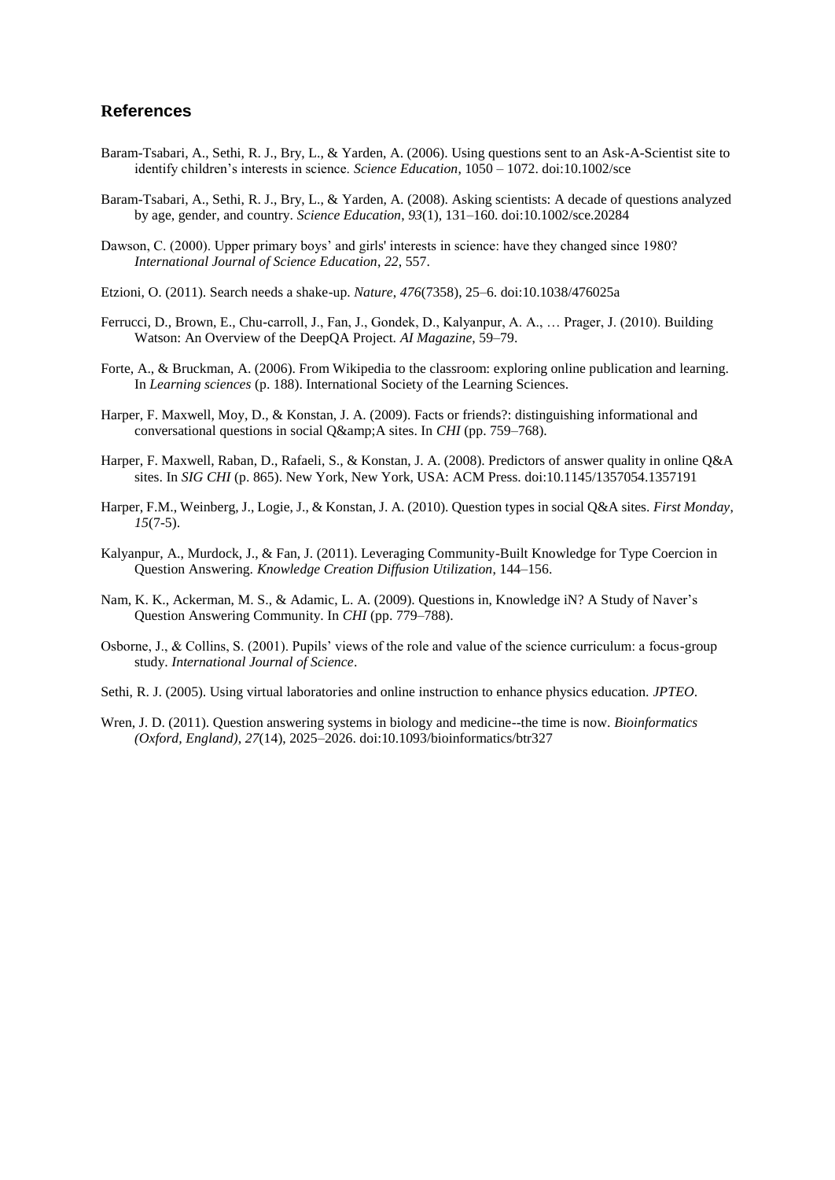## References

Baram-Tsabari, A., Sethi, R. J., Bry, L., & Yarden, A. (2006). Using questions sent to an Ask-A-Scientist site to identify children's interests in science. *Science Education*, 1050 – 1072. doi:10.1002/sce

Baram-Tsabari, A., Sethi, R. J., Bry, L., & Yarden, A. (2008). Asking scientists: A decade of questions analyzed by age, gender, and country. *Science Education*, *93*(1), 131–160. doi:10.1002/sce.20284

Dawson, C. (2000). Upper primary boys' and girls' interests in science: have they changed since 1980? *International Journal of Science Education*, *22*, 557.

Etzioni, O. (2011). Search needs a shake-up. *Nature*, *476*(7358), 25–6. doi:10.1038/476025a

Ferrucci, D., Brown, E., Chu-carroll, J., Fan, J., Gondek, D., Kalyanpur, A. A., … Prager, J. (2010). Building Watson: An Overview of the DeepQA Project. *AI Magazine*, 59–79.

Forte, A., & Bruckman, A. (2006). From Wikipedia to the classroom: exploring online publication and learning. In *Learning sciences* (p. 188). International Society of the Learning Sciences.

Harper, F. Maxwell, Moy, D., & Konstan, J. A. (2009). Facts or friends?: distinguishing informational and conversational questions in social Q&amp;A sites. In *CHI* (pp. 759–768).

Harper, F. Maxwell, Raban, D., Rafaeli, S., & Konstan, J. A. (2008). Predictors of answer quality in online Q&A sites. In *SIG CHI* (p. 865). New York, New York, USA: ACM Press. doi:10.1145/1357054.1357191

Harper, F.M., Weinberg, J., Logie, J., & Konstan, J. A. (2010). Question types in social Q&A sites. *First Monday*, *15*(7-5).

Kalyanpur, A., Murdock, J., & Fan, J. (2011). Leveraging Community-Built Knowledge for Type Coercion in Question Answering. *Knowledge Creation Diffusion Utilization*, 144–156.

Nam, K. K., Ackerman, M. S., & Adamic, L. A. (2009). Questions in, Knowledge iN? A Study of Naver's Question Answering Community. In *CHI* (pp. 779–788).

Osborne, J., & Collins, S. (2001). Pupils' views of the role and value of the science curriculum: a focus-group study. *International Journal of Science*.

Sethi, R. J. (2005). Using virtual laboratories and online instruction to enhance physics education. *JPTEO*.

Wren, J. D. (2011). Question answering systems in biology and medicine--the time is now. *Bioinformatics (Oxford, England)*, *27*(14), 2025–2026. doi:10.1093/bioinformatics/btr327